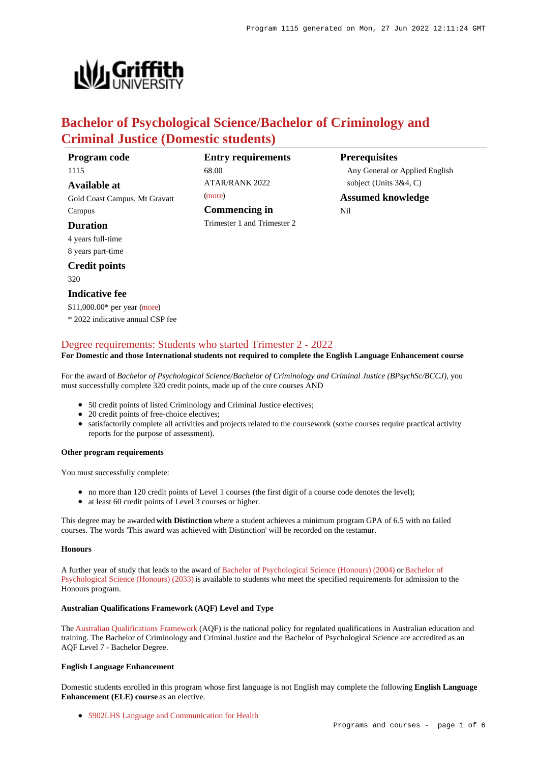# Bachelor of Psychological Science/Bachelor of Criminology and Criminal Justice (Domestic students)

**Program code**
1115

**Available at**
Gold Coast Campus, Mt Gravatt Campus

**Duration**
4 years full-time
8 years part-time

**Credit points**
320

**Indicative fee**
$11,000.00* per year (more)
* 2022 indicative annual CSP fee

**Entry requirements**
68.00
ATAR/RANK 2022
(more)

**Commencing in**
Trimester 1 and Trimester 2

**Prerequisites**
Any General or Applied English subject (Units 3&4, C)

**Assumed knowledge**
Nil

## Degree requirements: Students who started Trimester 2 - 2022

**For Domestic and those International students not required to complete the English Language Enhancement course**

For the award of *Bachelor of Psychological Science/Bachelor of Criminology and Criminal Justice (BPsychSc/BCCJ)*, you must successfully complete 320 credit points, made up of the core courses AND

- 50 credit points of listed Criminology and Criminal Justice electives;
- 20 credit points of free-choice electives;
- satisfactorily complete all activities and projects related to the coursework (some courses require practical activity reports for the purpose of assessment).

#### Other program requirements

You must successfully complete:

- no more than 120 credit points of Level 1 courses (the first digit of a course code denotes the level);
- at least 60 credit points of Level 3 courses or higher.

This degree may be awarded **with Distinction** where a student achieves a minimum program GPA of 6.5 with no failed courses. The words 'This award was achieved with Distinction' will be recorded on the testamur.

#### Honours

A further year of study that leads to the award of Bachelor of Psychological Science (Honours) (2004) or Bachelor of Psychological Science (Honours) (2033) is available to students who meet the specified requirements for admission to the Honours program.

#### Australian Qualifications Framework (AQF) Level and Type

The Australian Qualifications Framework (AQF) is the national policy for regulated qualifications in Australian education and training. The Bachelor of Criminology and Criminal Justice and the Bachelor of Psychological Science are accredited as an AQF Level 7 - Bachelor Degree.

#### English Language Enhancement

Domestic students enrolled in this program whose first language is not English may complete the following **English Language Enhancement (ELE) course** as an elective.

- 5902LHS Language and Communication for Health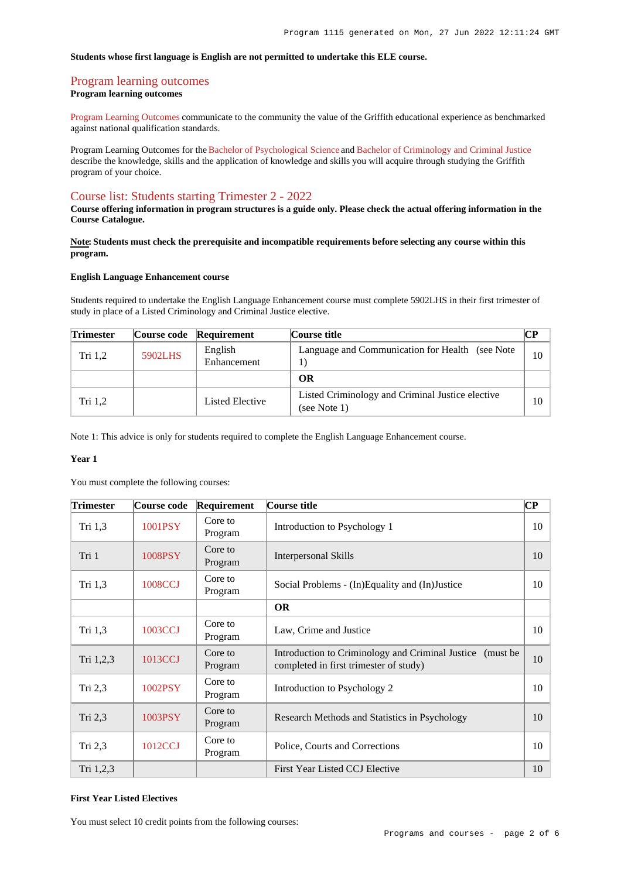**Students whose first language is English are not permitted to undertake this ELE course.**

## Program learning outcomes

**Program learning outcomes**

Program Learning Outcomes communicate to the community the value of the Griffith educational experience as benchmarked against national qualification standards.

Program Learning Outcomes for the Bachelor of Psychological Science and Bachelor of Criminology and Criminal Justice describe the knowledge, skills and the application of knowledge and skills you will acquire through studying the Griffith program of your choice.

## Course list: Students starting Trimester 2 - 2022

**Course offering information in program structures is a guide only. Please check the actual offering information in the Course Catalogue.**

**Note: Students must check the prerequisite and incompatible requirements before selecting any course within this program.**

#### English Language Enhancement course

Students required to undertake the English Language Enhancement course must complete 5902LHS in their first trimester of study in place of a Listed Criminology and Criminal Justice elective.

| Trimester | Course code | Requirement | Course title | CP |
|---|---|---|---|---|
| Tri 1,2 | 5902LHS | English Enhancement | Language and Communication for Health (see Note 1) | 10 |
| | | | **OR** | |
| Tri 1,2 | | Listed Elective | Listed Criminology and Criminal Justice elective (see Note 1) | 10 |

Note 1: This advice is only for students required to complete the English Language Enhancement course.

#### Year 1

You must complete the following courses:

| Trimester | Course code | Requirement | Course title | CP |
|---|---|---|---|---|
| Tri 1,3 | 1001PSY | Core to Program | Introduction to Psychology 1 | 10 |
| Tri 1 | 1008PSY | Core to Program | Interpersonal Skills | 10 |
| Tri 1,3 | 1008CCJ | Core to Program | Social Problems - (In)Equality and (In)Justice | 10 |
| | | | **OR** | |
| Tri 1,3 | 1003CCJ | Core to Program | Law, Crime and Justice | 10 |
| Tri 1,2,3 | 1013CCJ | Core to Program | Introduction to Criminology and Criminal Justice (must be completed in first trimester of study) | 10 |
| Tri 2,3 | 1002PSY | Core to Program | Introduction to Psychology 2 | 10 |
| Tri 2,3 | 1003PSY | Core to Program | Research Methods and Statistics in Psychology | 10 |
| Tri 2,3 | 1012CCJ | Core to Program | Police, Courts and Corrections | 10 |
| Tri 1,2,3 | | | First Year Listed CCJ Elective | 10 |

#### First Year Listed Electives

You must select 10 credit points from the following courses: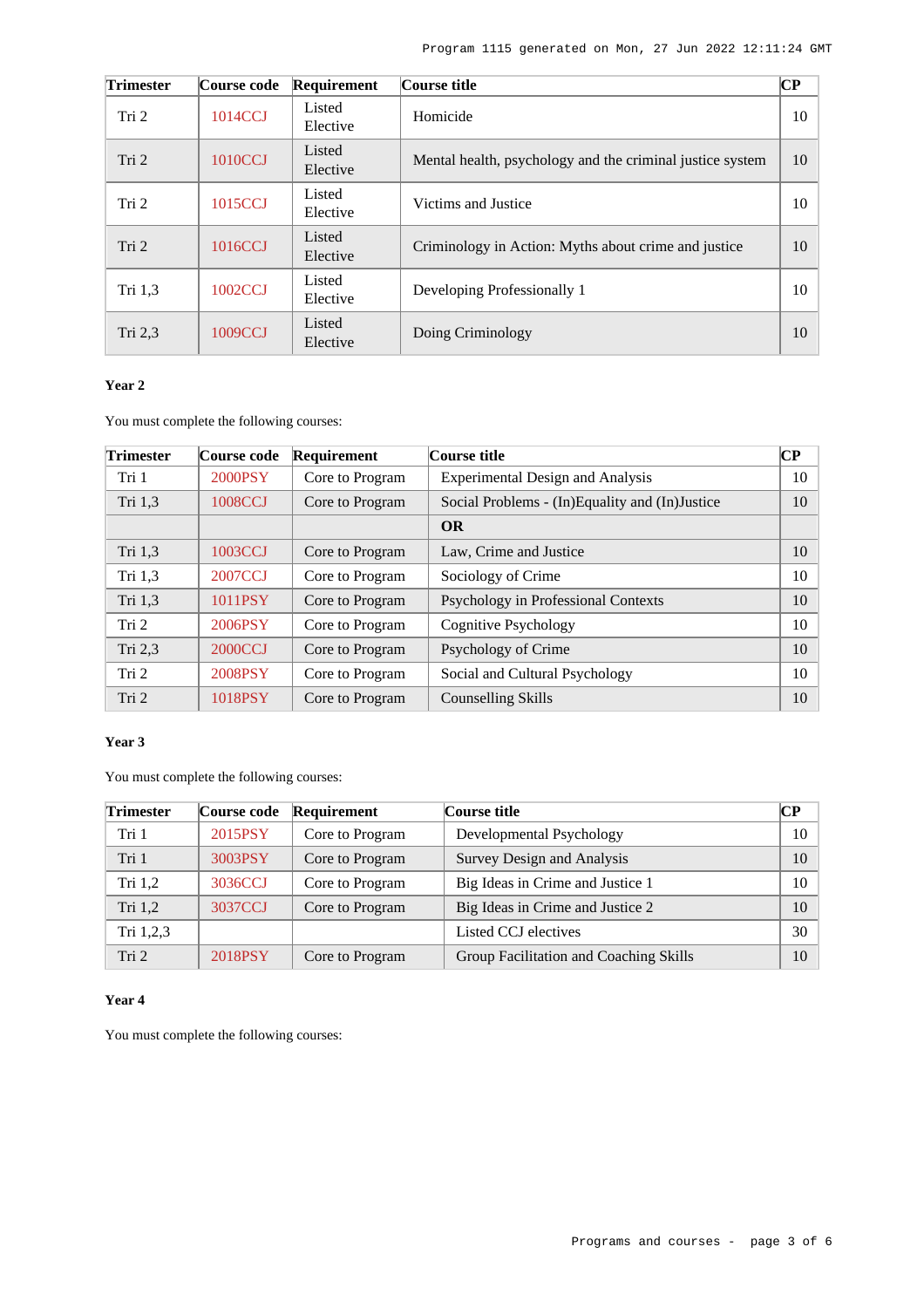| Trimester | Course code | Requirement | Course title | CP |
|---|---|---|---|---|
| Tri 2 | 1014CCJ | Listed Elective | Homicide | 10 |
| Tri 2 | 1010CCJ | Listed Elective | Mental health, psychology and the criminal justice system | 10 |
| Tri 2 | 1015CCJ | Listed Elective | Victims and Justice | 10 |
| Tri 2 | 1016CCJ | Listed Elective | Criminology in Action: Myths about crime and justice | 10 |
| Tri 1,3 | 1002CCJ | Listed Elective | Developing Professionally 1 | 10 |
| Tri 2,3 | 1009CCJ | Listed Elective | Doing Criminology | 10 |

**Year 2**

You must complete the following courses:

| Trimester | Course code | Requirement | Course title | CP |
|---|---|---|---|---|
| Tri 1 | 2000PSY | Core to Program | Experimental Design and Analysis | 10 |
| Tri 1,3 | 1008CCJ | Core to Program | Social Problems - (In)Equality and (In)Justice | 10 |
| | | | **OR** | |
| Tri 1,3 | 1003CCJ | Core to Program | Law, Crime and Justice | 10 |
| Tri 1,3 | 2007CCJ | Core to Program | Sociology of Crime | 10 |
| Tri 1,3 | 1011PSY | Core to Program | Psychology in Professional Contexts | 10 |
| Tri 2 | 2006PSY | Core to Program | Cognitive Psychology | 10 |
| Tri 2,3 | 2000CCJ | Core to Program | Psychology of Crime | 10 |
| Tri 2 | 2008PSY | Core to Program | Social and Cultural Psychology | 10 |
| Tri 2 | 1018PSY | Core to Program | Counselling Skills | 10 |

**Year 3**

You must complete the following courses:

| Trimester | Course code | Requirement | Course title | CP |
|---|---|---|---|---|
| Tri 1 | 2015PSY | Core to Program | Developmental Psychology | 10 |
| Tri 1 | 3003PSY | Core to Program | Survey Design and Analysis | 10 |
| Tri 1,2 | 3036CCJ | Core to Program | Big Ideas in Crime and Justice 1 | 10 |
| Tri 1,2 | 3037CCJ | Core to Program | Big Ideas in Crime and Justice 2 | 10 |
| Tri 1,2,3 | | | Listed CCJ electives | 30 |
| Tri 2 | 2018PSY | Core to Program | Group Facilitation and Coaching Skills | 10 |

**Year 4**

You must complete the following courses: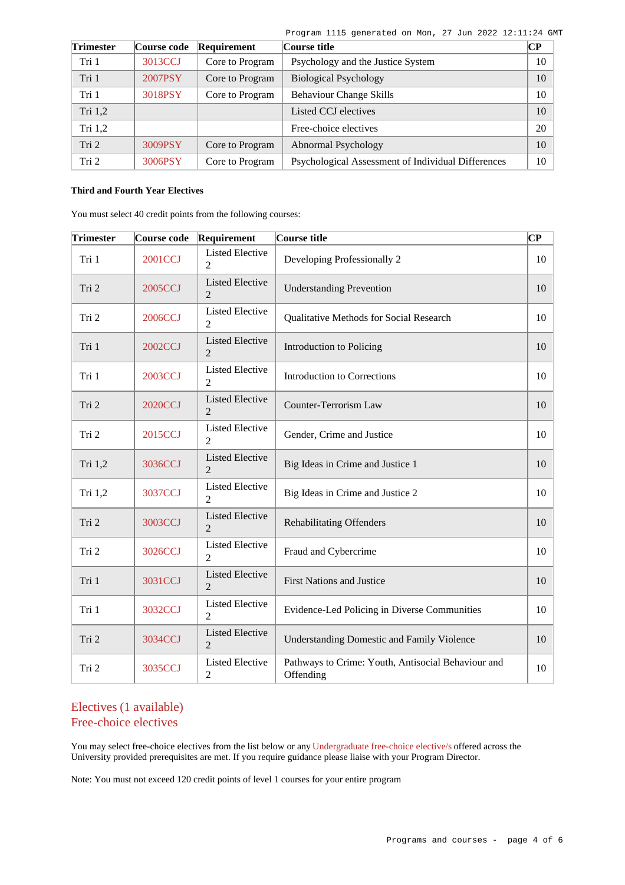| Trimester | Course code | Requirement | Course title | CP |
|---|---|---|---|---|
| Tri 1 | 3013CCJ | Core to Program | Psychology and the Justice System | 10 |
| Tri 1 | 2007PSY | Core to Program | Biological Psychology | 10 |
| Tri 1 | 3018PSY | Core to Program | Behaviour Change Skills | 10 |
| Tri 1,2 | | | Listed CCJ electives | 10 |
| Tri 1,2 | | | Free-choice electives | 20 |
| Tri 2 | 3009PSY | Core to Program | Abnormal Psychology | 10 |
| Tri 2 | 3006PSY | Core to Program | Psychological Assessment of Individual Differences | 10 |

#### Third and Fourth Year Electives

You must select 40 credit points from the following courses:

| Trimester | Course code | Requirement | Course title | CP |
|---|---|---|---|---|
| Tri 1 | 2001CCJ | Listed Elective 2 | Developing Professionally 2 | 10 |
| Tri 2 | 2005CCJ | Listed Elective 2 | Understanding Prevention | 10 |
| Tri 2 | 2006CCJ | Listed Elective 2 | Qualitative Methods for Social Research | 10 |
| Tri 1 | 2002CCJ | Listed Elective 2 | Introduction to Policing | 10 |
| Tri 1 | 2003CCJ | Listed Elective 2 | Introduction to Corrections | 10 |
| Tri 2 | 2020CCJ | Listed Elective 2 | Counter-Terrorism Law | 10 |
| Tri 2 | 2015CCJ | Listed Elective 2 | Gender, Crime and Justice | 10 |
| Tri 1,2 | 3036CCJ | Listed Elective 2 | Big Ideas in Crime and Justice 1 | 10 |
| Tri 1,2 | 3037CCJ | Listed Elective 2 | Big Ideas in Crime and Justice 2 | 10 |
| Tri 2 | 3003CCJ | Listed Elective 2 | Rehabilitating Offenders | 10 |
| Tri 2 | 3026CCJ | Listed Elective 2 | Fraud and Cybercrime | 10 |
| Tri 1 | 3031CCJ | Listed Elective 2 | First Nations and Justice | 10 |
| Tri 1 | 3032CCJ | Listed Elective 2 | Evidence-Led Policing in Diverse Communities | 10 |
| Tri 2 | 3034CCJ | Listed Elective 2 | Understanding Domestic and Family Violence | 10 |
| Tri 2 | 3035CCJ | Listed Elective 2 | Pathways to Crime: Youth, Antisocial Behaviour and Offending | 10 |

## Electives (1 available)

## Free-choice electives

You may select free-choice electives from the list below or any Undergraduate free-choice elective/s offered across the University provided prerequisites are met. If you require guidance please liaise with your Program Director.

Note: You must not exceed 120 credit points of level 1 courses for your entire program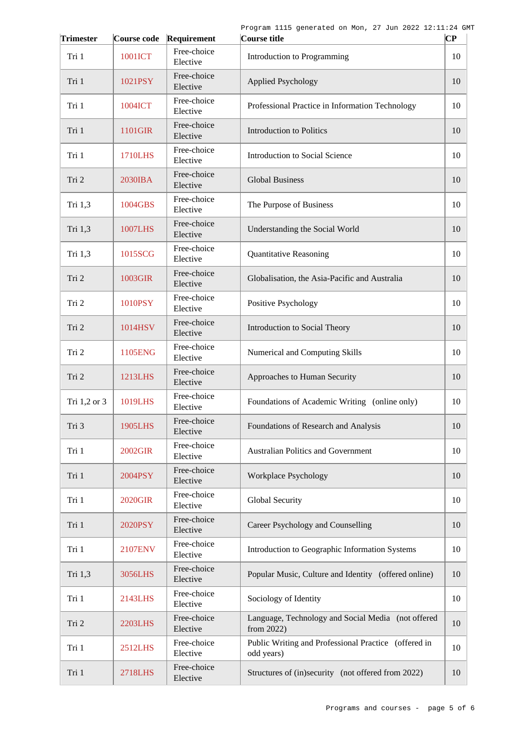Program 1115 generated on Mon, 27 Jun 2022 12:11:24 GMT

| Trimester | Course code | Requirement | Course title | CP |
|---|---|---|---|---|
| Tri 1 | 1001ICT | Free-choice Elective | Introduction to Programming | 10 |
| Tri 1 | 1021PSY | Free-choice Elective | Applied Psychology | 10 |
| Tri 1 | 1004ICT | Free-choice Elective | Professional Practice in Information Technology | 10 |
| Tri 1 | 1101GIR | Free-choice Elective | Introduction to Politics | 10 |
| Tri 1 | 1710LHS | Free-choice Elective | Introduction to Social Science | 10 |
| Tri 2 | 2030IBA | Free-choice Elective | Global Business | 10 |
| Tri 1,3 | 1004GBS | Free-choice Elective | The Purpose of Business | 10 |
| Tri 1,3 | 1007LHS | Free-choice Elective | Understanding the Social World | 10 |
| Tri 1,3 | 1015SCG | Free-choice Elective | Quantitative Reasoning | 10 |
| Tri 2 | 1003GIR | Free-choice Elective | Globalisation, the Asia-Pacific and Australia | 10 |
| Tri 2 | 1010PSY | Free-choice Elective | Positive Psychology | 10 |
| Tri 2 | 1014HSV | Free-choice Elective | Introduction to Social Theory | 10 |
| Tri 2 | 1105ENG | Free-choice Elective | Numerical and Computing Skills | 10 |
| Tri 2 | 1213LHS | Free-choice Elective | Approaches to Human Security | 10 |
| Tri 1,2 or 3 | 1019LHS | Free-choice Elective | Foundations of Academic Writing (online only) | 10 |
| Tri 3 | 1905LHS | Free-choice Elective | Foundations of Research and Analysis | 10 |
| Tri 1 | 2002GIR | Free-choice Elective | Australian Politics and Government | 10 |
| Tri 1 | 2004PSY | Free-choice Elective | Workplace Psychology | 10 |
| Tri 1 | 2020GIR | Free-choice Elective | Global Security | 10 |
| Tri 1 | 2020PSY | Free-choice Elective | Career Psychology and Counselling | 10 |
| Tri 1 | 2107ENV | Free-choice Elective | Introduction to Geographic Information Systems | 10 |
| Tri 1,3 | 3056LHS | Free-choice Elective | Popular Music, Culture and Identity (offered online) | 10 |
| Tri 1 | 2143LHS | Free-choice Elective | Sociology of Identity | 10 |
| Tri 2 | 2203LHS | Free-choice Elective | Language, Technology and Social Media (not offered from 2022) | 10 |
| Tri 1 | 2512LHS | Free-choice Elective | Public Writing and Professional Practice (offered in odd years) | 10 |
| Tri 1 | 2718LHS | Free-choice Elective | Structures of (in)security (not offered from 2022) | 10 |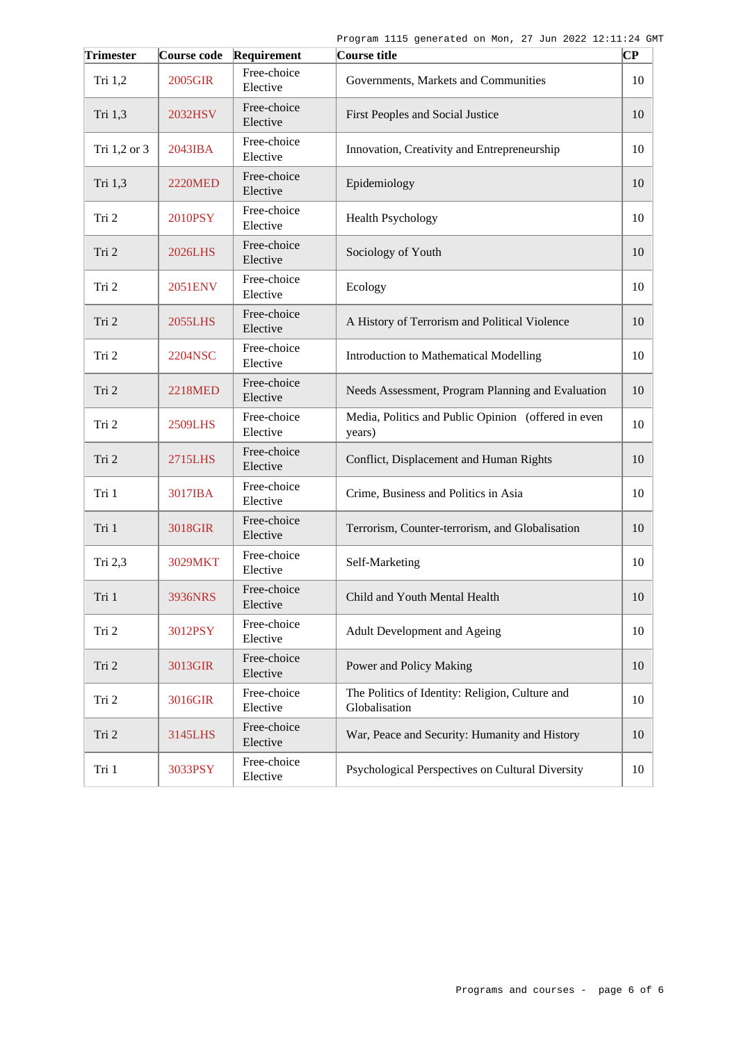| Trimester | Course code | Requirement | Course title | CP |
|---|---|---|---|---|
| Tri 1,2 | 2005GIR | Free-choice Elective | Governments, Markets and Communities | 10 |
| Tri 1,3 | 2032HSV | Free-choice Elective | First Peoples and Social Justice | 10 |
| Tri 1,2 or 3 | 2043IBA | Free-choice Elective | Innovation, Creativity and Entrepreneurship | 10 |
| Tri 1,3 | 2220MED | Free-choice Elective | Epidemiology | 10 |
| Tri 2 | 2010PSY | Free-choice Elective | Health Psychology | 10 |
| Tri 2 | 2026LHS | Free-choice Elective | Sociology of Youth | 10 |
| Tri 2 | 2051ENV | Free-choice Elective | Ecology | 10 |
| Tri 2 | 2055LHS | Free-choice Elective | A History of Terrorism and Political Violence | 10 |
| Tri 2 | 2204NSC | Free-choice Elective | Introduction to Mathematical Modelling | 10 |
| Tri 2 | 2218MED | Free-choice Elective | Needs Assessment, Program Planning and Evaluation | 10 |
| Tri 2 | 2509LHS | Free-choice Elective | Media, Politics and Public Opinion (offered in even years) | 10 |
| Tri 2 | 2715LHS | Free-choice Elective | Conflict, Displacement and Human Rights | 10 |
| Tri 1 | 3017IBA | Free-choice Elective | Crime, Business and Politics in Asia | 10 |
| Tri 1 | 3018GIR | Free-choice Elective | Terrorism, Counter-terrorism, and Globalisation | 10 |
| Tri 2,3 | 3029MKT | Free-choice Elective | Self-Marketing | 10 |
| Tri 1 | 3936NRS | Free-choice Elective | Child and Youth Mental Health | 10 |
| Tri 2 | 3012PSY | Free-choice Elective | Adult Development and Ageing | 10 |
| Tri 2 | 3013GIR | Free-choice Elective | Power and Policy Making | 10 |
| Tri 2 | 3016GIR | Free-choice Elective | The Politics of Identity: Religion, Culture and Globalisation | 10 |
| Tri 2 | 3145LHS | Free-choice Elective | War, Peace and Security: Humanity and History | 10 |
| Tri 1 | 3033PSY | Free-choice Elective | Psychological Perspectives on Cultural Diversity | 10 |